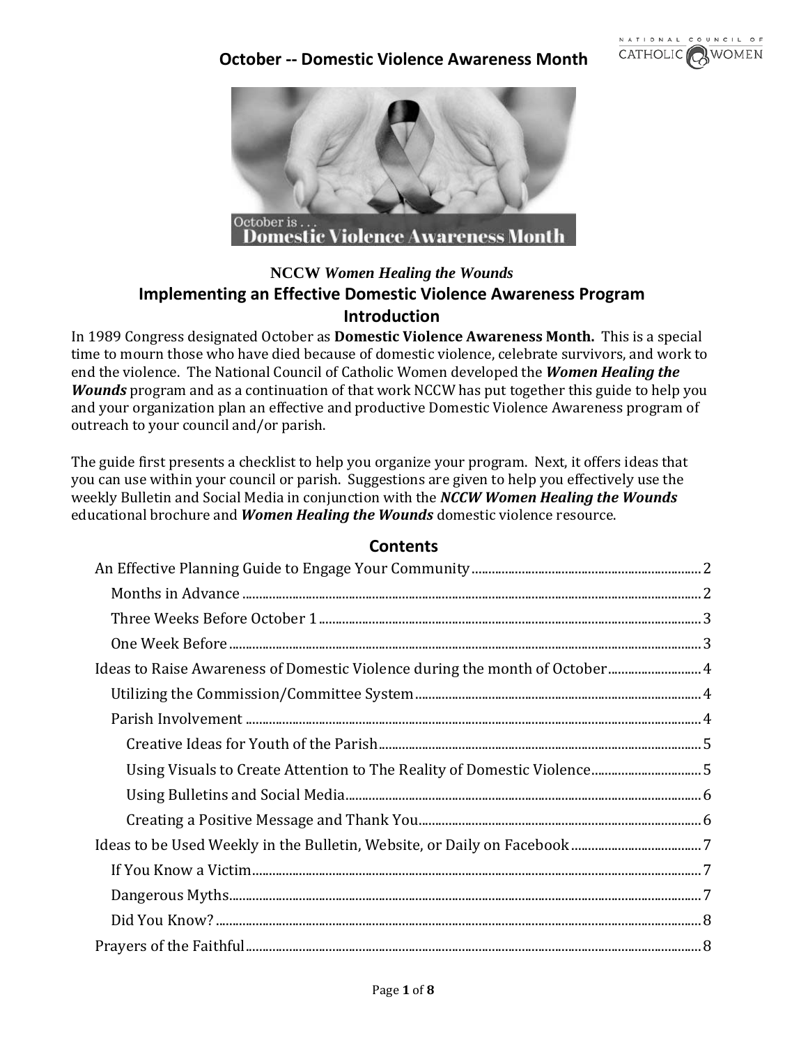# October -- Domestic Violence Awareness Month

NCCW *Women Healing the Wounds*

## Implementing an Effective Domestic Violence Awareness Program

## Introduction

In 1989 Congress designated October as **Domestic Violence Awareness Month.** This is a special time to mourn those who have died because of domestic violence, celebrate survivors, and work to end the violence. The National Council of Catholic Women developed the ***Women Healing the Wounds*** program and as a continuation of that work NCCW has put together this guide to help you and your organization plan an effective and productive Domestic Violence Awareness program of outreach to your council and/or parish.

The guide first presents a checklist to help you organize your program. Next, it offers ideas that you can use within your council or parish. Suggestions are given to help you effectively use the weekly Bulletin and Social Media in conjunction with the ***NCCW Women Healing the Wounds*** educational brochure and ***Women Healing the Wounds*** domestic violence resource.

## Contents

- An Effective Planning Guide to Engage Your Community ..... 2
  - Months in Advance ..... 2
  - Three Weeks Before October 1 ..... 3
  - One Week Before ..... 3
- Ideas to Raise Awareness of Domestic Violence during the month of October ..... 4
  - Utilizing the Commission/Committee System ..... 4
  - Parish Involvement ..... 4
    - Creative Ideas for Youth of the Parish ..... 5
    - Using Visuals to Create Attention to The Reality of Domestic Violence ..... 5
    - Using Bulletins and Social Media ..... 6
    - Creating a Positive Message and Thank You ..... 6
- Ideas to be Used Weekly in the Bulletin, Website, or Daily on Facebook ..... 7
  - If You Know a Victim ..... 7
  - Dangerous Myths ..... 7
  - Did You Know? ..... 8
- Prayers of the Faithful ..... 8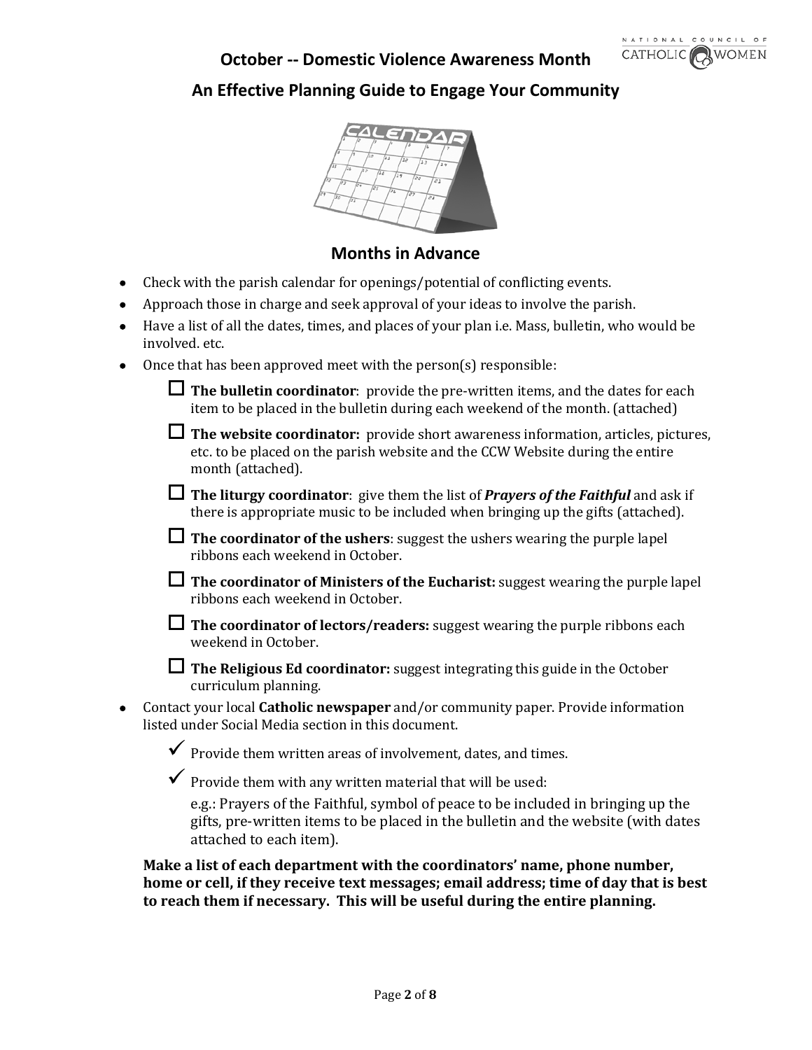## October -- Domestic Violence Awareness Month

## An Effective Planning Guide to Engage Your Community

### Months in Advance

- Check with the parish calendar for openings/potential of conflicting events.
- Approach those in charge and seek approval of your ideas to involve the parish.
- Have a list of all the dates, times, and places of your plan i.e. Mass, bulletin, who would be involved. etc.
- Once that has been approved meet with the person(s) responsible:
  - ☐ **The bulletin coordinator**: provide the pre-written items, and the dates for each item to be placed in the bulletin during each weekend of the month. (attached)
  - ☐ **The website coordinator:** provide short awareness information, articles, pictures, etc. to be placed on the parish website and the CCW Website during the entire month (attached).
  - ☐ **The liturgy coordinator**: give them the list of ***Prayers of the Faithful*** and ask if there is appropriate music to be included when bringing up the gifts (attached).
  - ☐ **The coordinator of the ushers**: suggest the ushers wearing the purple lapel ribbons each weekend in October.
  - ☐ **The coordinator of Ministers of the Eucharist:** suggest wearing the purple lapel ribbons each weekend in October.
  - ☐ **The coordinator of lectors/readers:** suggest wearing the purple ribbons each weekend in October.
  - ☐ **The Religious Ed coordinator:** suggest integrating this guide in the October curriculum planning.
- Contact your local **Catholic newspaper** and/or community paper. Provide information listed under Social Media section in this document.
  - ✓ Provide them written areas of involvement, dates, and times.
  - ✓ Provide them with any written material that will be used:

    e.g.: Prayers of the Faithful, symbol of peace to be included in bringing up the gifts, pre-written items to be placed in the bulletin and the website (with dates attached to each item).

**Make a list of each department with the coordinators' name, phone number, home or cell, if they receive text messages; email address; time of day that is best to reach them if necessary. This will be useful during the entire planning.**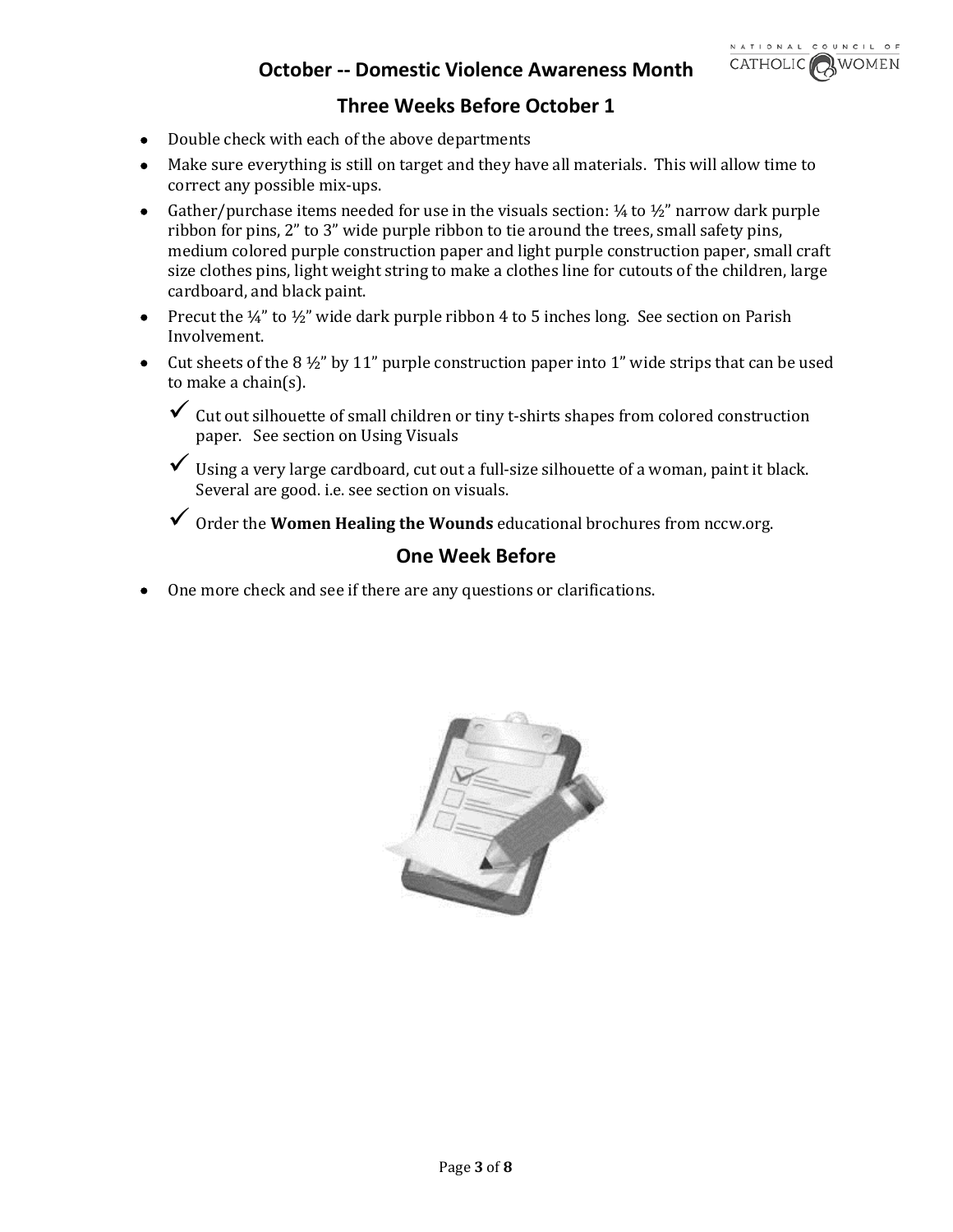## October -- Domestic Violence Awareness Month

### Three Weeks Before October 1

- Double check with each of the above departments
- Make sure everything is still on target and they have all materials. This will allow time to correct any possible mix-ups.
- Gather/purchase items needed for use in the visuals section: ¼ to ½" narrow dark purple ribbon for pins, 2" to 3" wide purple ribbon to tie around the trees, small safety pins, medium colored purple construction paper and light purple construction paper, small craft size clothes pins, light weight string to make a clothes line for cutouts of the children, large cardboard, and black paint.
- Precut the ¼" to ½" wide dark purple ribbon 4 to 5 inches long. See section on Parish Involvement.
- Cut sheets of the 8 ½" by 11" purple construction paper into 1" wide strips that can be used to make a chain(s).
  - ✓ Cut out silhouette of small children or tiny t-shirts shapes from colored construction paper. See section on Using Visuals
  - ✓ Using a very large cardboard, cut out a full-size silhouette of a woman, paint it black. Several are good. i.e. see section on visuals.
  - ✓ Order the **Women Healing the Wounds** educational brochures from nccw.org.

### One Week Before

- One more check and see if there are any questions or clarifications.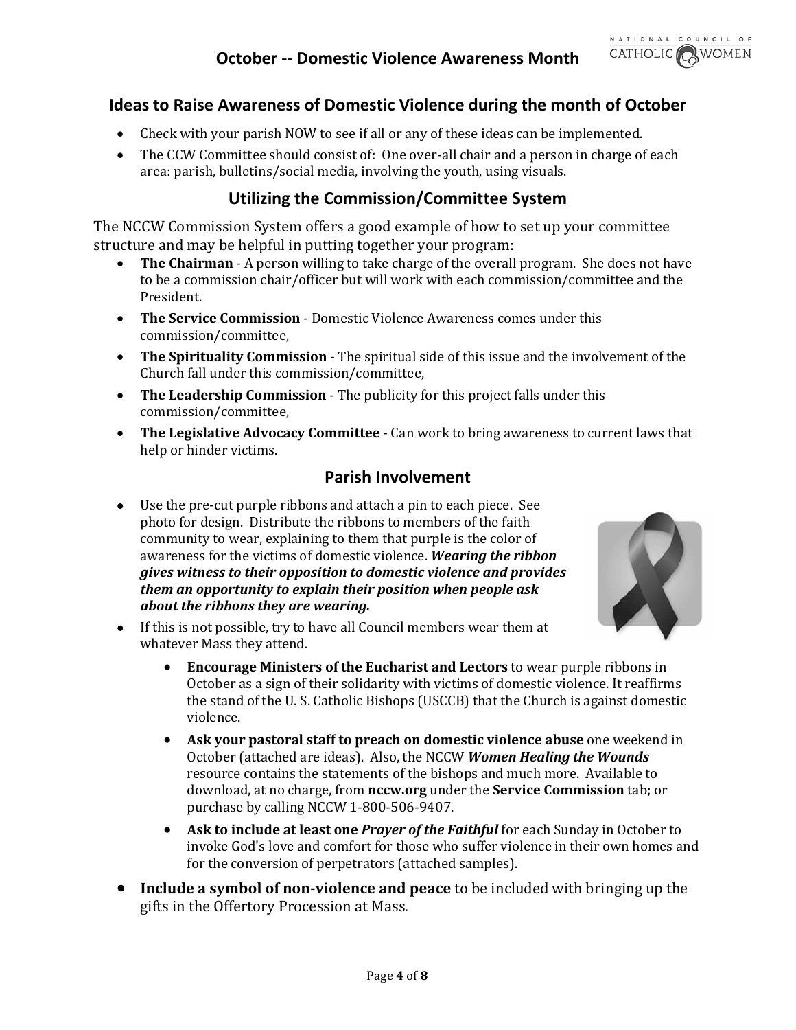## Ideas to Raise Awareness of Domestic Violence during the month of October

- Check with your parish NOW to see if all or any of these ideas can be implemented.
- The CCW Committee should consist of: One over-all chair and a person in charge of each area: parish, bulletins/social media, involving the youth, using visuals.

## Utilizing the Commission/Committee System

The NCCW Commission System offers a good example of how to set up your committee structure and may be helpful in putting together your program:

- **The Chairman** - A person willing to take charge of the overall program. She does not have to be a commission chair/officer but will work with each commission/committee and the President.
- **The Service Commission** - Domestic Violence Awareness comes under this commission/committee,
- **The Spirituality Commission** - The spiritual side of this issue and the involvement of the Church fall under this commission/committee,
- **The Leadership Commission** - The publicity for this project falls under this commission/committee,
- **The Legislative Advocacy Committee** - Can work to bring awareness to current laws that help or hinder victims.

## Parish Involvement

- Use the pre-cut purple ribbons and attach a pin to each piece. See photo for design. Distribute the ribbons to members of the faith community to wear, explaining to them that purple is the color of awareness for the victims of domestic violence. ***Wearing the ribbon gives witness to their opposition to domestic violence and provides them an opportunity to explain their position when people ask about the ribbons they are wearing.***
- If this is not possible, try to have all Council members wear them at whatever Mass they attend.
    - **Encourage Ministers of the Eucharist and Lectors** to wear purple ribbons in October as a sign of their solidarity with victims of domestic violence. It reaffirms the stand of the U. S. Catholic Bishops (USCCB) that the Church is against domestic violence.
    - **Ask your pastoral staff to preach on domestic violence abuse** one weekend in October (attached are ideas). Also, the NCCW ***Women Healing the Wounds*** resource contains the statements of the bishops and much more. Available to download, at no charge, from **nccw.org** under the **Service Commission** tab; or purchase by calling NCCW 1-800-506-9407.
    - **Ask to include at least one *Prayer of the Faithful*** for each Sunday in October to invoke God's love and comfort for those who suffer violence in their own homes and for the conversion of perpetrators (attached samples).
- **Include a symbol of non-violence and peace** to be included with bringing up the gifts in the Offertory Procession at Mass.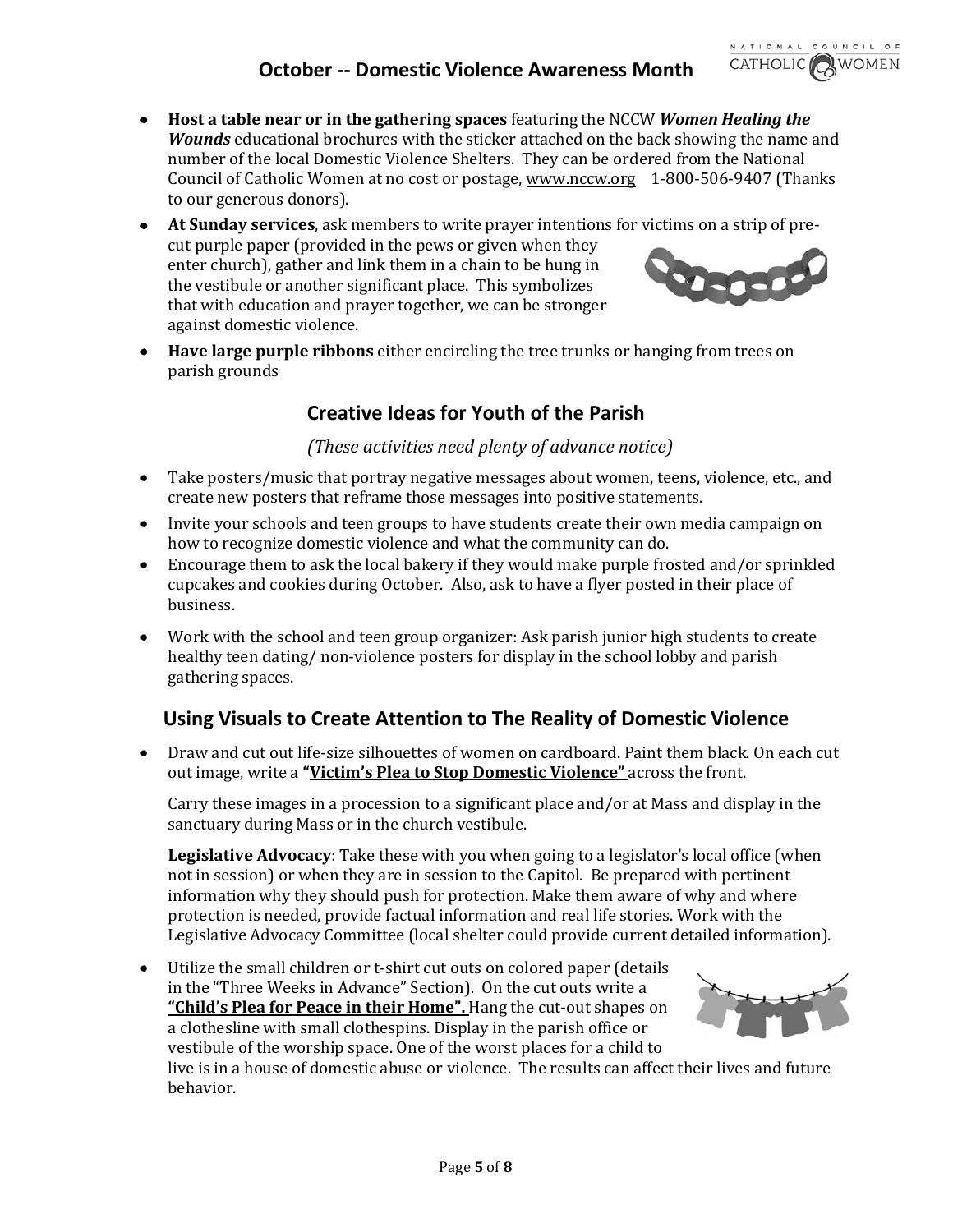- **Host a table near or in the gathering spaces** featuring the NCCW ***Women Healing the Wounds*** educational brochures with the sticker attached on the back showing the name and number of the local Domestic Violence Shelters. They can be ordered from the National Council of Catholic Women at no cost or postage, www.nccw.org 1-800-506-9407 (Thanks to our generous donors).
- **At Sunday services**, ask members to write prayer intentions for victims on a strip of pre-cut purple paper (provided in the pews or given when they enter church), gather and link them in a chain to be hung in the vestibule or another significant place. This symbolizes that with education and prayer together, we can be stronger against domestic violence.
- **Have large purple ribbons** either encircling the tree trunks or hanging from trees on parish grounds

## Creative Ideas for Youth of the Parish

*(These activities need plenty of advance notice)*

- Take posters/music that portray negative messages about women, teens, violence, etc., and create new posters that reframe those messages into positive statements.
- Invite your schools and teen groups to have students create their own media campaign on how to recognize domestic violence and what the community can do.
- Encourage them to ask the local bakery if they would make purple frosted and/or sprinkled cupcakes and cookies during October. Also, ask to have a flyer posted in their place of business.
- Work with the school and teen group organizer: Ask parish junior high students to create healthy teen dating/ non-violence posters for display in the school lobby and parish gathering spaces.

## Using Visuals to Create Attention to The Reality of Domestic Violence

- Draw and cut out life-size silhouettes of women on cardboard. Paint them black. On each cut out image, write a **"Victim's Plea to Stop Domestic Violence"** across the front.

  Carry these images in a procession to a significant place and/or at Mass and display in the sanctuary during Mass or in the church vestibule.

  **Legislative Advocacy**: Take these with you when going to a legislator's local office (when not in session) or when they are in session to the Capitol. Be prepared with pertinent information why they should push for protection. Make them aware of why and where protection is needed, provide factual information and real life stories. Work with the Legislative Advocacy Committee (local shelter could provide current detailed information).

- Utilize the small children or t-shirt cut outs on colored paper (details in the "Three Weeks in Advance" Section). On the cut outs write a **"Child's Plea for Peace in their Home".** Hang the cut-out shapes on a clothesline with small clothespins. Display in the parish office or vestibule of the worship space. One of the worst places for a child to live is in a house of domestic abuse or violence. The results can affect their lives and future behavior.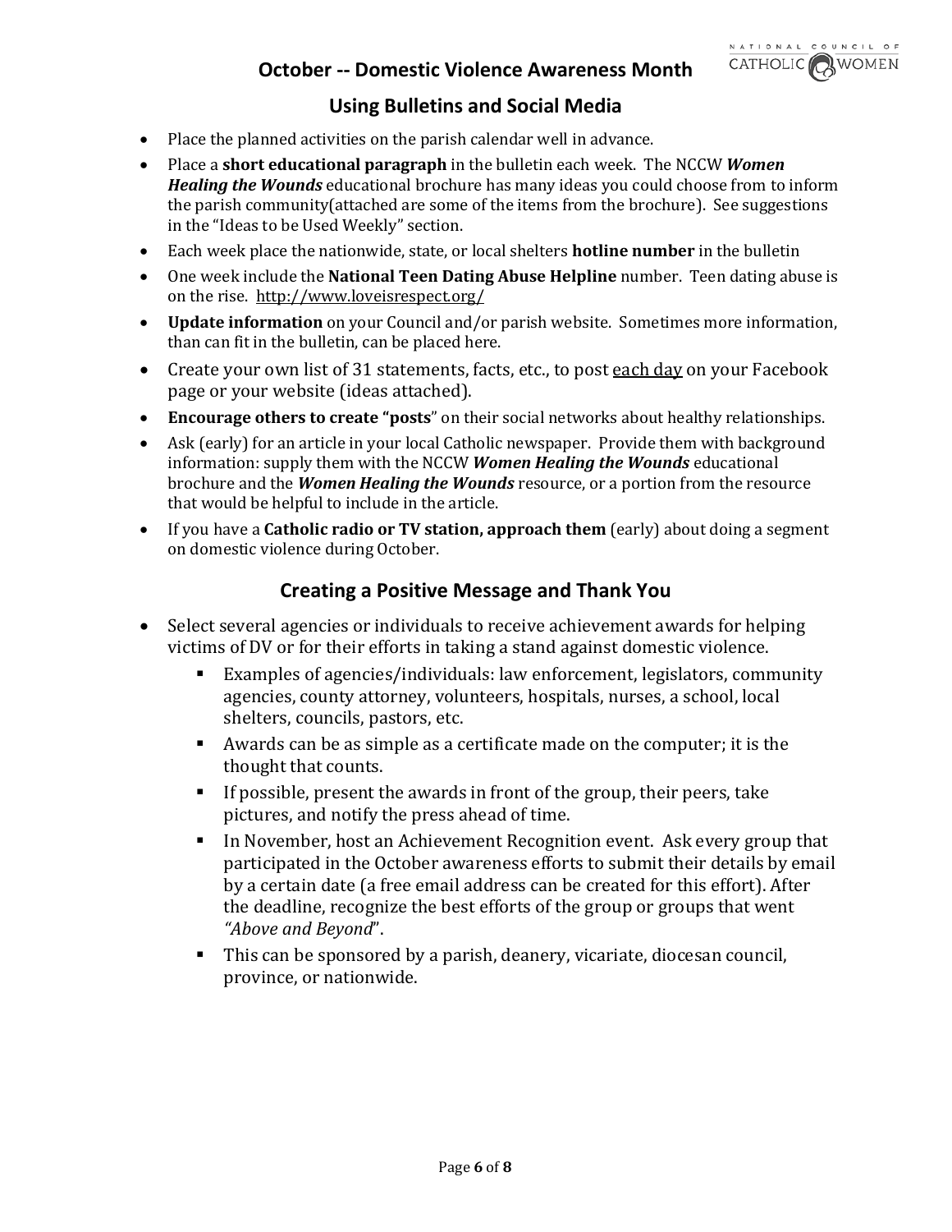## October -- Domestic Violence Awareness Month

### Using Bulletins and Social Media

- Place the planned activities on the parish calendar well in advance.
- Place a **short educational paragraph** in the bulletin each week. The NCCW ***Women Healing the Wounds*** educational brochure has many ideas you could choose from to inform the parish community(attached are some of the items from the brochure). See suggestions in the "Ideas to be Used Weekly" section.
- Each week place the nationwide, state, or local shelters **hotline number** in the bulletin
- One week include the **National Teen Dating Abuse Helpline** number. Teen dating abuse is on the rise. http://www.loveisrespect.org/
- **Update information** on your Council and/or parish website. Sometimes more information, than can fit in the bulletin, can be placed here.
- Create your own list of 31 statements, facts, etc., to post <u>each day</u> on your Facebook page or your website (ideas attached).
- **Encourage others to create "posts**" on their social networks about healthy relationships.
- Ask (early) for an article in your local Catholic newspaper. Provide them with background information: supply them with the NCCW ***Women Healing the Wounds*** educational brochure and the ***Women Healing the Wounds*** resource, or a portion from the resource that would be helpful to include in the article.
- If you have a **Catholic radio or TV station, approach them** (early) about doing a segment on domestic violence during October.

### Creating a Positive Message and Thank You

- Select several agencies or individuals to receive achievement awards for helping victims of DV or for their efforts in taking a stand against domestic violence.
  - Examples of agencies/individuals: law enforcement, legislators, community agencies, county attorney, volunteers, hospitals, nurses, a school, local shelters, councils, pastors, etc.
  - Awards can be as simple as a certificate made on the computer; it is the thought that counts.
  - If possible, present the awards in front of the group, their peers, take pictures, and notify the press ahead of time.
  - In November, host an Achievement Recognition event. Ask every group that participated in the October awareness efforts to submit their details by email by a certain date (a free email address can be created for this effort). After the deadline, recognize the best efforts of the group or groups that went *"Above and Beyond*".
  - This can be sponsored by a parish, deanery, vicariate, diocesan council, province, or nationwide.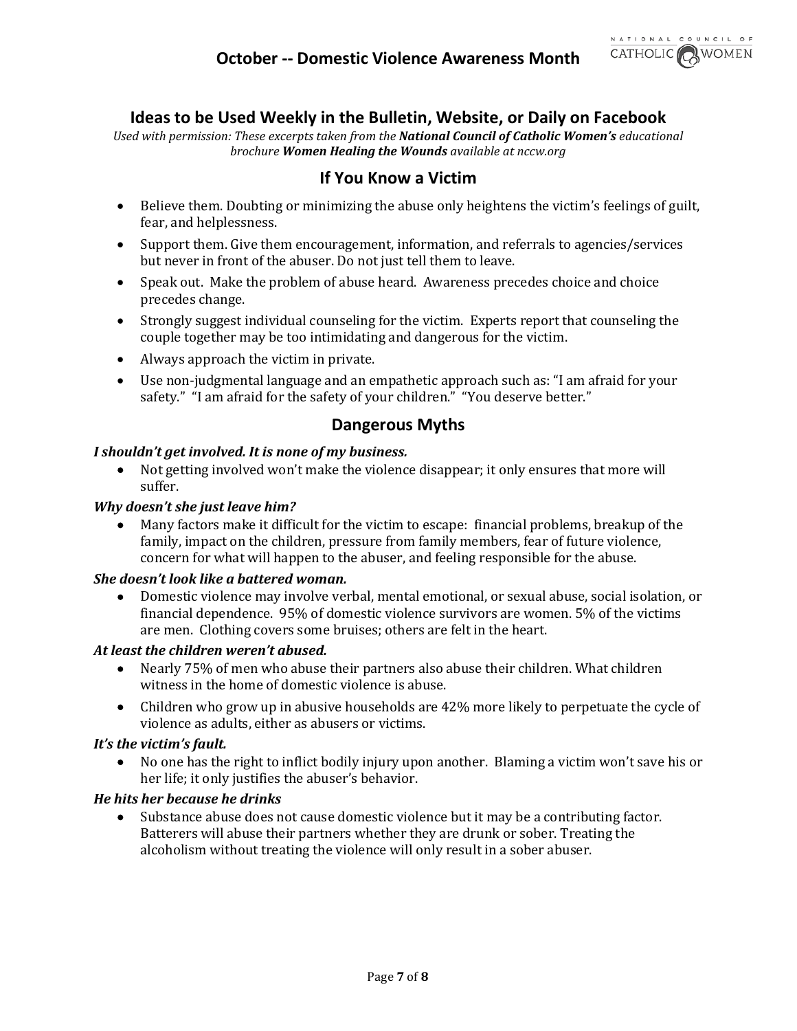# October -- Domestic Violence Awareness Month

## Ideas to be Used Weekly in the Bulletin, Website, or Daily on Facebook

*Used with permission: These excerpts taken from the* ***National Council of Catholic Women's*** *educational brochure* ***Women Healing the Wounds*** *available at nccw.org*

## If You Know a Victim

- Believe them. Doubting or minimizing the abuse only heightens the victim's feelings of guilt, fear, and helplessness.
- Support them. Give them encouragement, information, and referrals to agencies/services but never in front of the abuser. Do not just tell them to leave.
- Speak out. Make the problem of abuse heard. Awareness precedes choice and choice precedes change.
- Strongly suggest individual counseling for the victim. Experts report that counseling the couple together may be too intimidating and dangerous for the victim.
- Always approach the victim in private.
- Use non-judgmental language and an empathetic approach such as: "I am afraid for your safety." "I am afraid for the safety of your children." "You deserve better."

## Dangerous Myths

***I shouldn't get involved. It is none of my business.***

- Not getting involved won't make the violence disappear; it only ensures that more will suffer.

***Why doesn't she just leave him?***

- Many factors make it difficult for the victim to escape: financial problems, breakup of the family, impact on the children, pressure from family members, fear of future violence, concern for what will happen to the abuser, and feeling responsible for the abuse.

***She doesn't look like a battered woman.***

- Domestic violence may involve verbal, mental emotional, or sexual abuse, social isolation, or financial dependence. 95% of domestic violence survivors are women. 5% of the victims are men. Clothing covers some bruises; others are felt in the heart.

***At least the children weren't abused.***

- Nearly 75% of men who abuse their partners also abuse their children. What children witness in the home of domestic violence is abuse.
- Children who grow up in abusive households are 42% more likely to perpetuate the cycle of violence as adults, either as abusers or victims.

***It's the victim's fault.***

- No one has the right to inflict bodily injury upon another. Blaming a victim won't save his or her life; it only justifies the abuser's behavior.

***He hits her because he drinks***

- Substance abuse does not cause domestic violence but it may be a contributing factor. Batterers will abuse their partners whether they are drunk or sober. Treating the alcoholism without treating the violence will only result in a sober abuser.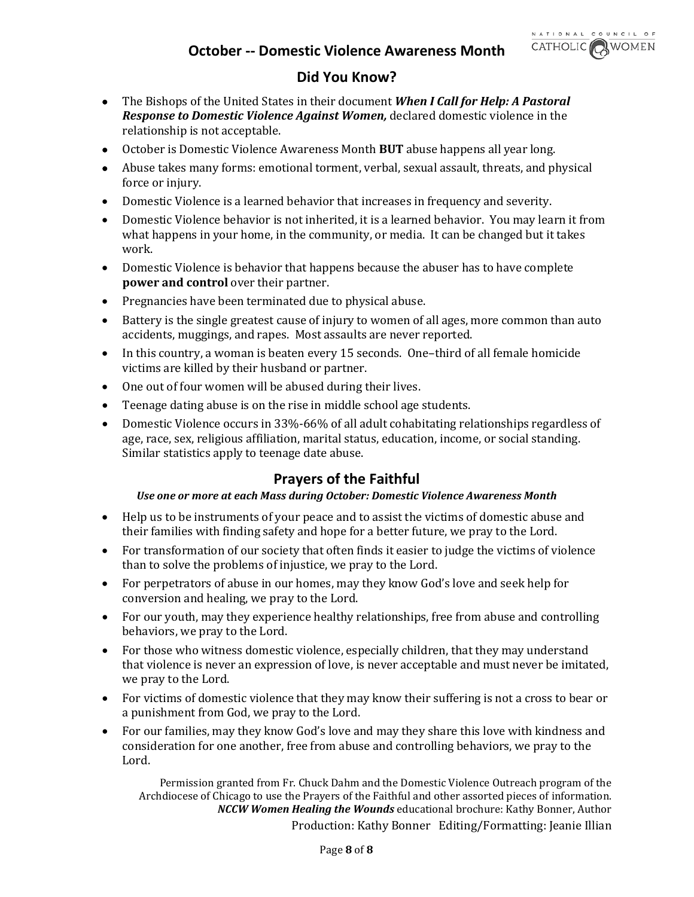# October -- Domestic Violence Awareness Month

NATIONAL COUNCIL OF CATHOLIC WOMEN

## Did You Know?

- The Bishops of the United States in their document ***When I Call for Help: A Pastoral Response to Domestic Violence Against Women,*** declared domestic violence in the relationship is not acceptable.
- October is Domestic Violence Awareness Month **BUT** abuse happens all year long.
- Abuse takes many forms: emotional torment, verbal, sexual assault, threats, and physical force or injury.
- Domestic Violence is a learned behavior that increases in frequency and severity.
- Domestic Violence behavior is not inherited, it is a learned behavior. You may learn it from what happens in your home, in the community, or media. It can be changed but it takes work.
- Domestic Violence is behavior that happens because the abuser has to have complete **power and control** over their partner.
- Pregnancies have been terminated due to physical abuse.
- Battery is the single greatest cause of injury to women of all ages, more common than auto accidents, muggings, and rapes. Most assaults are never reported.
- In this country, a woman is beaten every 15 seconds. One–third of all female homicide victims are killed by their husband or partner.
- One out of four women will be abused during their lives.
- Teenage dating abuse is on the rise in middle school age students.
- Domestic Violence occurs in 33%-66% of all adult cohabitating relationships regardless of age, race, sex, religious affiliation, marital status, education, income, or social standing. Similar statistics apply to teenage date abuse.

## Prayers of the Faithful

***Use one or more at each Mass during October: Domestic Violence Awareness Month***

- Help us to be instruments of your peace and to assist the victims of domestic abuse and their families with finding safety and hope for a better future, we pray to the Lord.
- For transformation of our society that often finds it easier to judge the victims of violence than to solve the problems of injustice, we pray to the Lord.
- For perpetrators of abuse in our homes, may they know God's love and seek help for conversion and healing, we pray to the Lord.
- For our youth, may they experience healthy relationships, free from abuse and controlling behaviors, we pray to the Lord.
- For those who witness domestic violence, especially children, that they may understand that violence is never an expression of love, is never acceptable and must never be imitated, we pray to the Lord.
- For victims of domestic violence that they may know their suffering is not a cross to bear or a punishment from God, we pray to the Lord.
- For our families, may they know God's love and may they share this love with kindness and consideration for one another, free from abuse and controlling behaviors, we pray to the Lord.

Permission granted from Fr. Chuck Dahm and the Domestic Violence Outreach program of the Archdiocese of Chicago to use the Prayers of the Faithful and other assorted pieces of information.
***NCCW Women Healing the Wounds*** educational brochure: Kathy Bonner, Author
Production: Kathy Bonner Editing/Formatting: Jeanie Illian